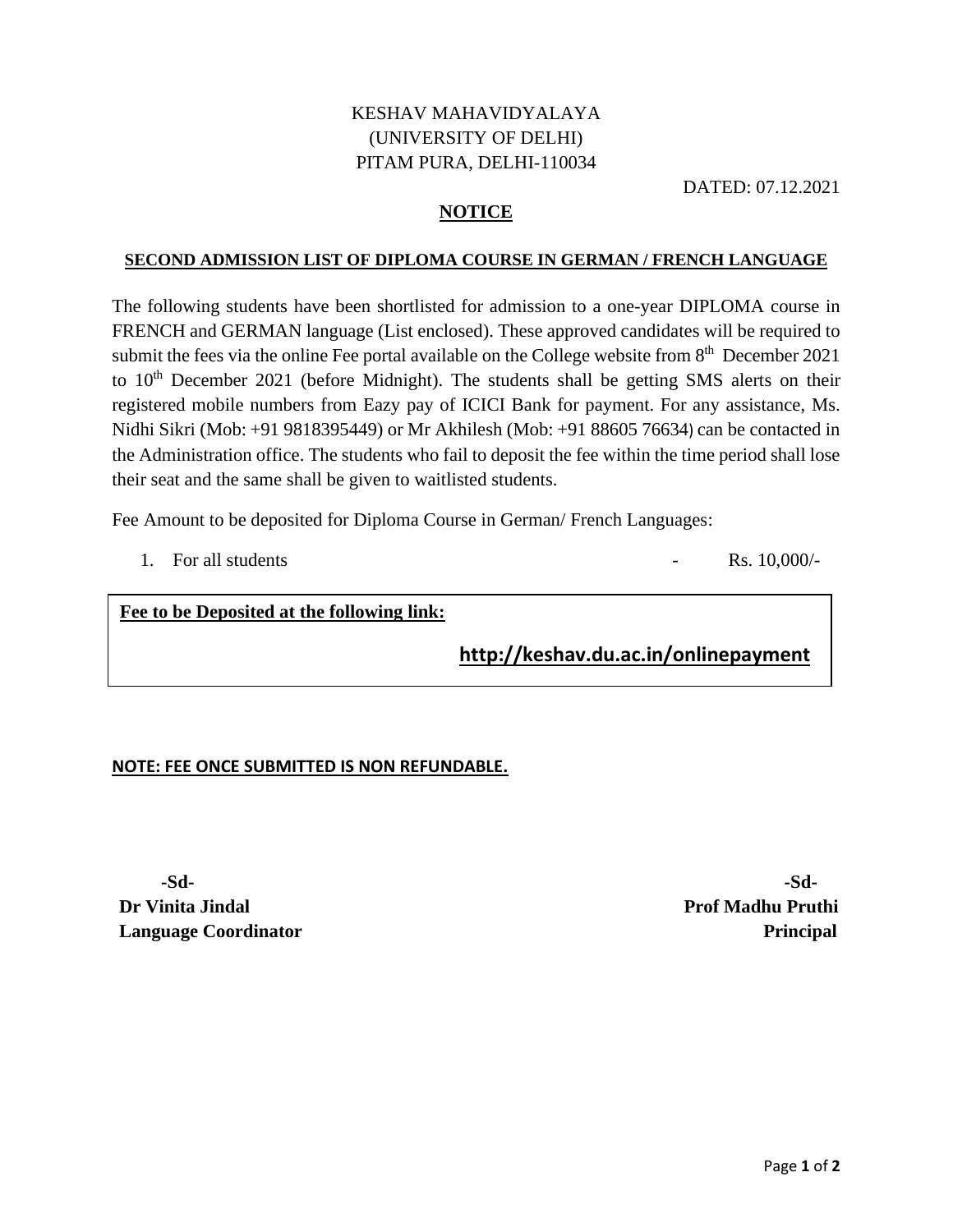KESHAV MAHAVIDYALAYA
(UNIVERSITY OF DELHI)
PITAM PURA, DELHI-110034

DATED: 07.12.2021

# NOTICE

## SECOND ADMISSION LIST OF DIPLOMA COURSE IN GERMAN / FRENCH LANGUAGE

The following students have been shortlisted for admission to a one-year DIPLOMA course in FRENCH and GERMAN language (List enclosed). These approved candidates will be required to submit the fees via the online Fee portal available on the College website from 8th December 2021 to 10th December 2021 (before Midnight). The students shall be getting SMS alerts on their registered mobile numbers from Eazy pay of ICICI Bank for payment. For any assistance, Ms. Nidhi Sikri (Mob: +91 9818395449) or Mr Akhilesh (Mob: +91 88605 76634) can be contacted in the Administration office. The students who fail to deposit the fee within the time period shall lose their seat and the same shall be given to waitlisted students.

Fee Amount to be deposited for Diploma Course in German/ French Languages:

1. For all students - Rs. 10,000/-

**Fee to be Deposited at the following link:**

**http://keshav.du.ac.in/onlinepayment**

**NOTE: FEE ONCE SUBMITTED IS NON REFUNDABLE.**

| | |
|---|---|
| **-Sd-** | **-Sd-** |
| **Dr Vinita Jindal** | **Prof Madhu Pruthi** |
| **Language Coordinator** | **Principal** |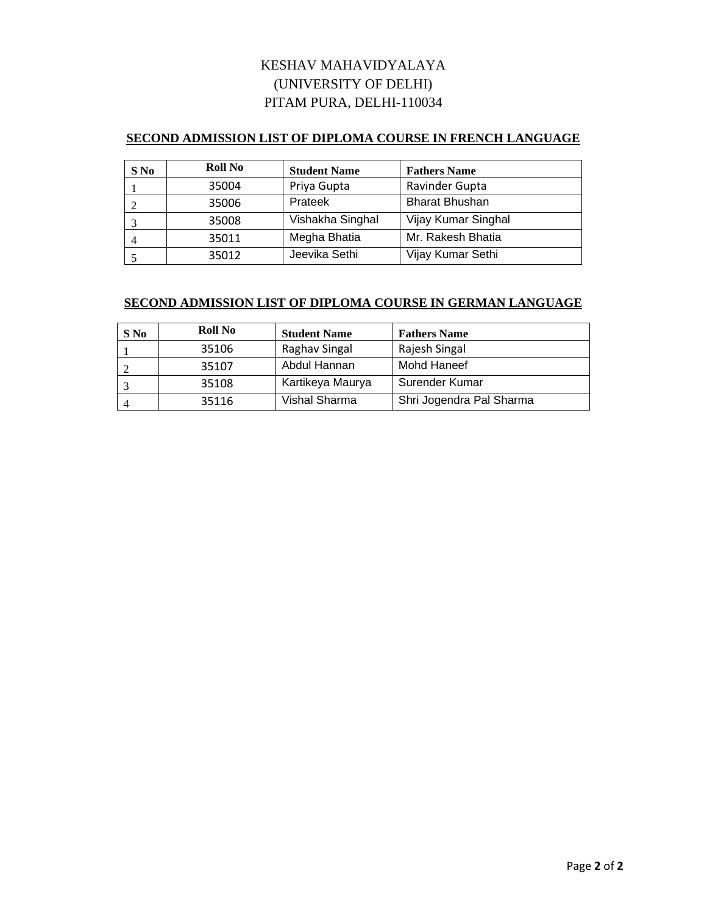KESHAV MAHAVIDYALAYA
(UNIVERSITY OF DELHI)
PITAM PURA, DELHI-110034

## SECOND ADMISSION LIST OF DIPLOMA COURSE IN FRENCH LANGUAGE

| S No | Roll No | Student Name | Fathers Name |
|---|---|---|---|
| 1 | 35004 | Priya Gupta | Ravinder Gupta |
| 2 | 35006 | Prateek | Bharat Bhushan |
| 3 | 35008 | Vishakha Singhal | Vijay Kumar Singhal |
| 4 | 35011 | Megha Bhatia | Mr. Rakesh Bhatia |
| 5 | 35012 | Jeevika Sethi | Vijay Kumar Sethi |

## SECOND ADMISSION LIST OF DIPLOMA COURSE IN GERMAN LANGUAGE

| S No | Roll No | Student Name | Fathers Name |
|---|---|---|---|
| 1 | 35106 | Raghav Singal | Rajesh Singal |
| 2 | 35107 | Abdul Hannan | Mohd Haneef |
| 3 | 35108 | Kartikeya Maurya | Surender Kumar |
| 4 | 35116 | Vishal Sharma | Shri Jogendra Pal Sharma |